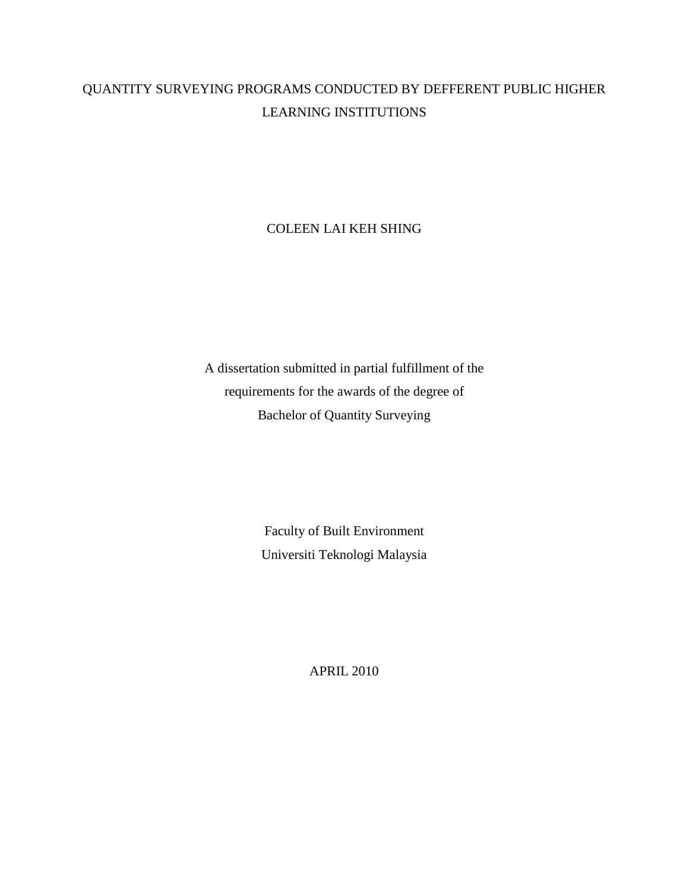# QUANTITY SURVEYING PROGRAMS CONDUCTED BY DEFFERENT PUBLIC HIGHER LEARNING INSTITUTIONS

COLEEN LAI KEH SHING

A dissertation submitted in partial fulfillment of the
requirements for the awards of the degree of
Bachelor of Quantity Surveying

Faculty of Built Environment
Universiti Teknologi Malaysia

APRIL 2010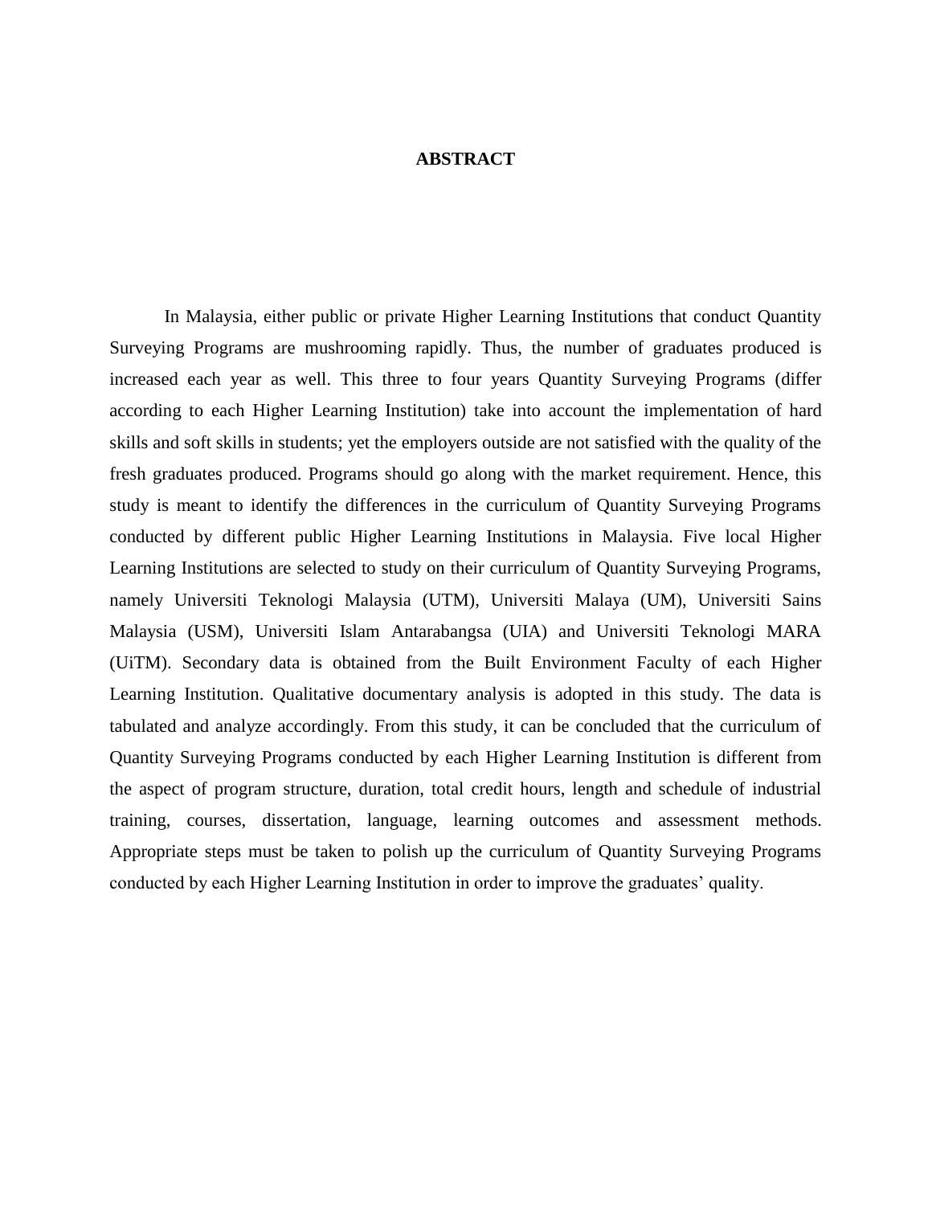# ABSTRACT

In Malaysia, either public or private Higher Learning Institutions that conduct Quantity Surveying Programs are mushrooming rapidly. Thus, the number of graduates produced is increased each year as well. This three to four years Quantity Surveying Programs (differ according to each Higher Learning Institution) take into account the implementation of hard skills and soft skills in students; yet the employers outside are not satisfied with the quality of the fresh graduates produced. Programs should go along with the market requirement. Hence, this study is meant to identify the differences in the curriculum of Quantity Surveying Programs conducted by different public Higher Learning Institutions in Malaysia. Five local Higher Learning Institutions are selected to study on their curriculum of Quantity Surveying Programs, namely Universiti Teknologi Malaysia (UTM), Universiti Malaya (UM), Universiti Sains Malaysia (USM), Universiti Islam Antarabangsa (UIA) and Universiti Teknologi MARA (UiTM). Secondary data is obtained from the Built Environment Faculty of each Higher Learning Institution. Qualitative documentary analysis is adopted in this study. The data is tabulated and analyze accordingly. From this study, it can be concluded that the curriculum of Quantity Surveying Programs conducted by each Higher Learning Institution is different from the aspect of program structure, duration, total credit hours, length and schedule of industrial training, courses, dissertation, language, learning outcomes and assessment methods. Appropriate steps must be taken to polish up the curriculum of Quantity Surveying Programs conducted by each Higher Learning Institution in order to improve the graduates' quality.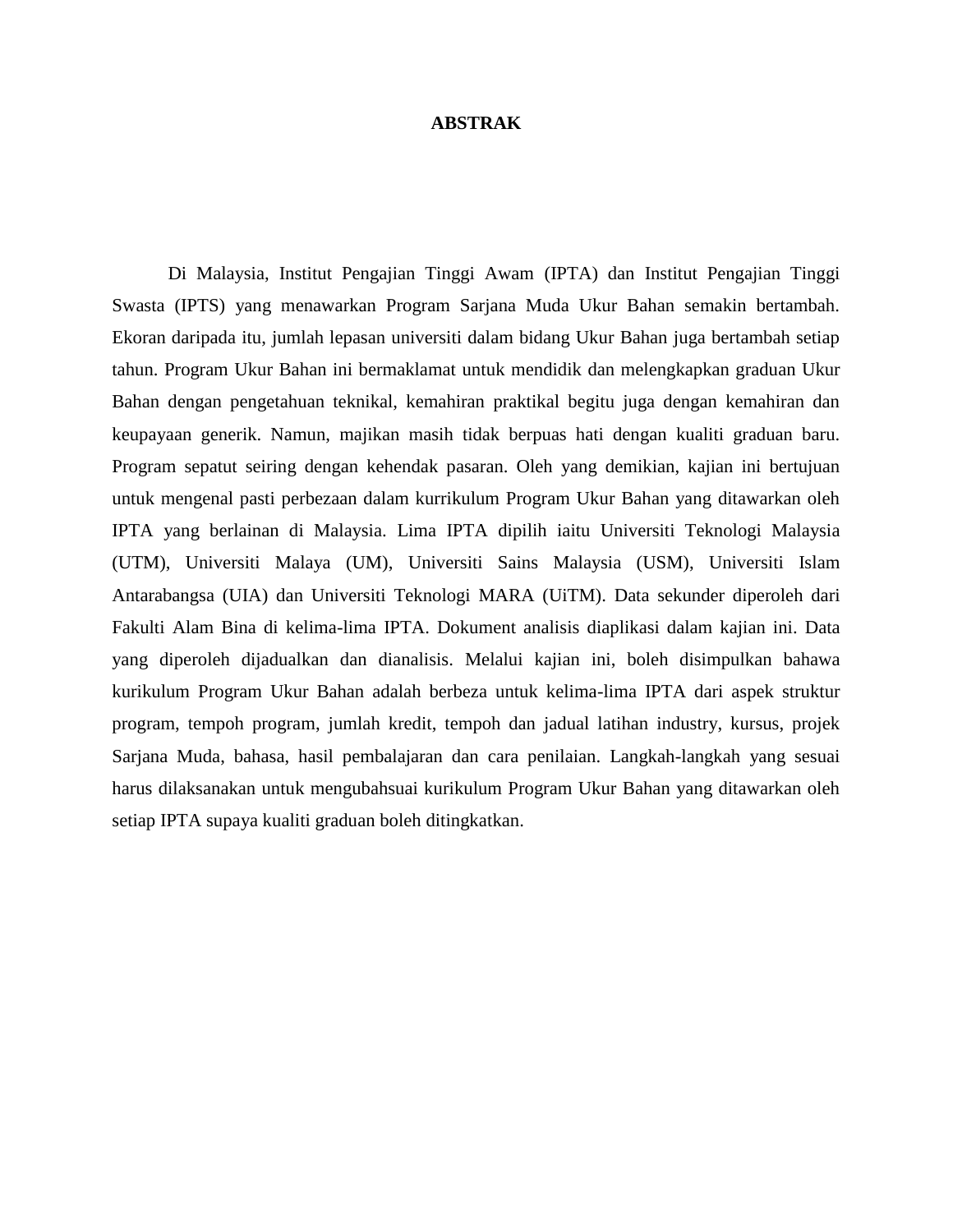# ABSTRAK

Di Malaysia, Institut Pengajian Tinggi Awam (IPTA) dan Institut Pengajian Tinggi Swasta (IPTS) yang menawarkan Program Sarjana Muda Ukur Bahan semakin bertambah. Ekoran daripada itu, jumlah lepasan universiti dalam bidang Ukur Bahan juga bertambah setiap tahun. Program Ukur Bahan ini bermaklamat untuk mendidik dan melengkapkan graduan Ukur Bahan dengan pengetahuan teknikal, kemahiran praktikal begitu juga dengan kemahiran dan keupayaan generik. Namun, majikan masih tidak berpuas hati dengan kualiti graduan baru. Program sepatut seiring dengan kehendak pasaran. Oleh yang demikian, kajian ini bertujuan untuk mengenal pasti perbezaan dalam kurrikulum Program Ukur Bahan yang ditawarkan oleh IPTA yang berlainan di Malaysia. Lima IPTA dipilih iaitu Universiti Teknologi Malaysia (UTM), Universiti Malaya (UM), Universiti Sains Malaysia (USM), Universiti Islam Antarabangsa (UIA) dan Universiti Teknologi MARA (UiTM). Data sekunder diperoleh dari Fakulti Alam Bina di kelima-lima IPTA. Dokument analisis diaplikasi dalam kajian ini. Data yang diperoleh dijadualkan dan dianalisis. Melalui kajian ini, boleh disimpulkan bahawa kurikulum Program Ukur Bahan adalah berbeza untuk kelima-lima IPTA dari aspek struktur program, tempoh program, jumlah kredit, tempoh dan jadual latihan industry, kursus, projek Sarjana Muda, bahasa, hasil pembalajaran dan cara penilaian. Langkah-langkah yang sesuai harus dilaksanakan untuk mengubahsuai kurikulum Program Ukur Bahan yang ditawarkan oleh setiap IPTA supaya kualiti graduan boleh ditingkatkan.